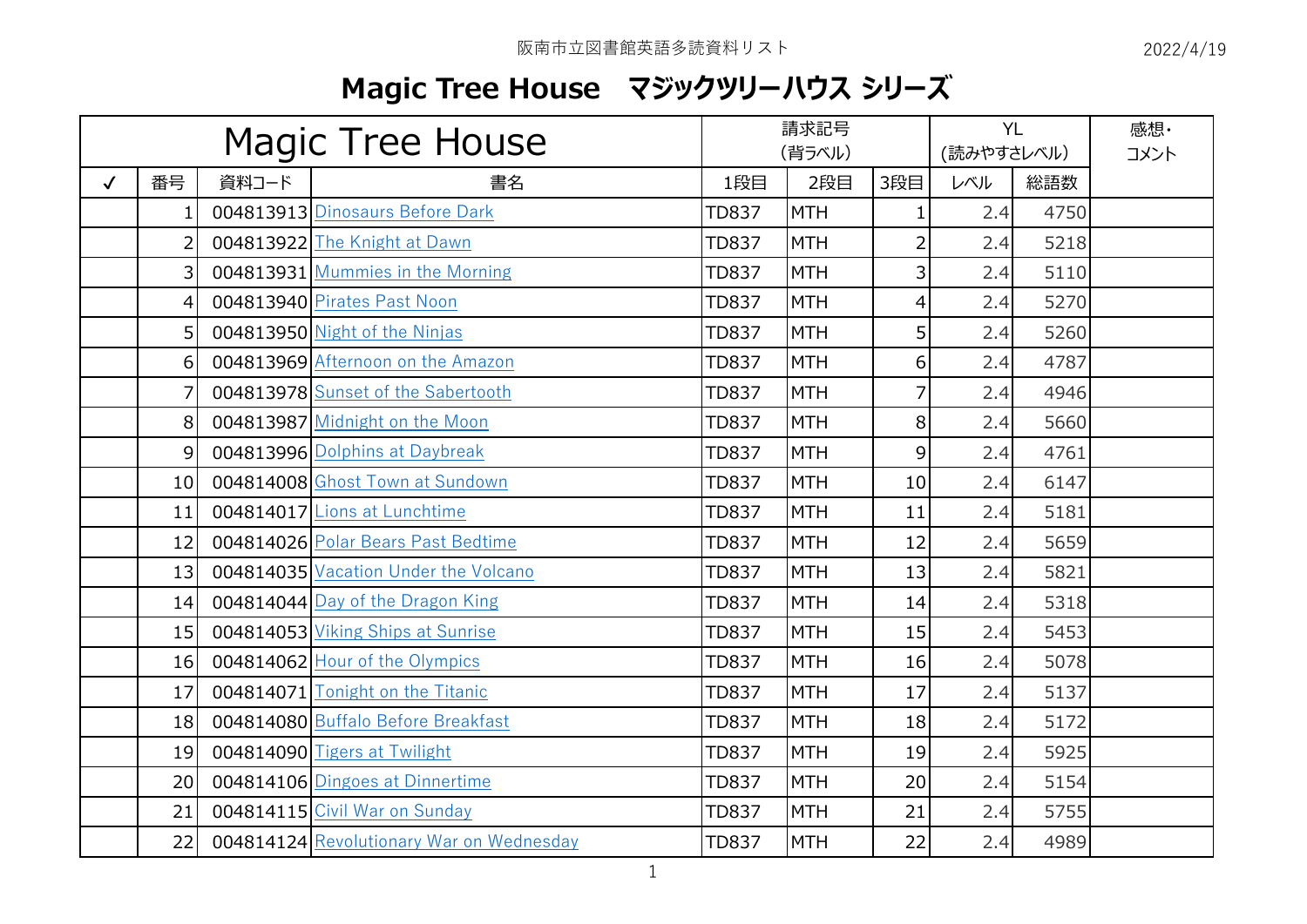阪南市立図書館英語多読資料リスト

2022/4/19

# Magic Tree House　マジックツリーハウス シリーズ

| Magic Tree House | | | | 請求記号（背ラベル） | | | YL（読みやすさレベル） | | 感想・コメント |
|---|---|---|---|---|---|---|---|---|---|
| ✓ | 番号 | 資料コード | 書名 | 1段目 | 2段目 | 3段目 | レベル | 総語数 | |
| | 1 | 004813913 | Dinosaurs Before Dark | TD837 | MTH | 1 | 2.4 | 4750 | |
| | 2 | 004813922 | The Knight at Dawn | TD837 | MTH | 2 | 2.4 | 5218 | |
| | 3 | 004813931 | Mummies in the Morning | TD837 | MTH | 3 | 2.4 | 5110 | |
| | 4 | 004813940 | Pirates Past Noon | TD837 | MTH | 4 | 2.4 | 5270 | |
| | 5 | 004813950 | Night of the Ninjas | TD837 | MTH | 5 | 2.4 | 5260 | |
| | 6 | 004813969 | Afternoon on the Amazon | TD837 | MTH | 6 | 2.4 | 4787 | |
| | 7 | 004813978 | Sunset of the Sabertooth | TD837 | MTH | 7 | 2.4 | 4946 | |
| | 8 | 004813987 | Midnight on the Moon | TD837 | MTH | 8 | 2.4 | 5660 | |
| | 9 | 004813996 | Dolphins at Daybreak | TD837 | MTH | 9 | 2.4 | 4761 | |
| | 10 | 004814008 | Ghost Town at Sundown | TD837 | MTH | 10 | 2.4 | 6147 | |
| | 11 | 004814017 | Lions at Lunchtime | TD837 | MTH | 11 | 2.4 | 5181 | |
| | 12 | 004814026 | Polar Bears Past Bedtime | TD837 | MTH | 12 | 2.4 | 5659 | |
| | 13 | 004814035 | Vacation Under the Volcano | TD837 | MTH | 13 | 2.4 | 5821 | |
| | 14 | 004814044 | Day of the Dragon King | TD837 | MTH | 14 | 2.4 | 5318 | |
| | 15 | 004814053 | Viking Ships at Sunrise | TD837 | MTH | 15 | 2.4 | 5453 | |
| | 16 | 004814062 | Hour of the Olympics | TD837 | MTH | 16 | 2.4 | 5078 | |
| | 17 | 004814071 | Tonight on the Titanic | TD837 | MTH | 17 | 2.4 | 5137 | |
| | 18 | 004814080 | Buffalo Before Breakfast | TD837 | MTH | 18 | 2.4 | 5172 | |
| | 19 | 004814090 | Tigers at Twilight | TD837 | MTH | 19 | 2.4 | 5925 | |
| | 20 | 004814106 | Dingoes at Dinnertime | TD837 | MTH | 20 | 2.4 | 5154 | |
| | 21 | 004814115 | Civil War on Sunday | TD837 | MTH | 21 | 2.4 | 5755 | |
| | 22 | 004814124 | Revolutionary War on Wednesday | TD837 | MTH | 22 | 2.4 | 4989 | |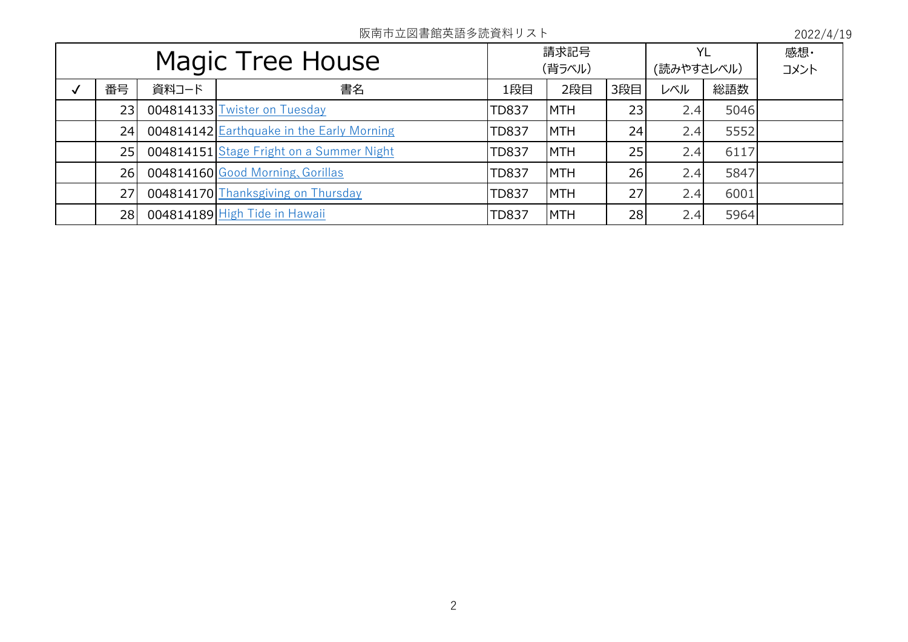阪南市立図書館英語多読資料リスト

2022/4/19

| Magic Tree House | | | | 請求記号（背ラベル） | | | YL（読みやすさレベル） | | 感想・コメント |
|---|---|---|---|---|---|---|---|---|---|
| ✓ | 番号 | 資料コード | 書名 | 1段目 | 2段目 | 3段目 | レベル | 総語数 | |
| | 23 | 004814133 | Twister on Tuesday | TD837 | MTH | 23 | 2.4 | 5046 | |
| | 24 | 004814142 | Earthquake in the Early Morning | TD837 | MTH | 24 | 2.4 | 5552 | |
| | 25 | 004814151 | Stage Fright on a Summer Night | TD837 | MTH | 25 | 2.4 | 6117 | |
| | 26 | 004814160 | Good Morning, Gorillas | TD837 | MTH | 26 | 2.4 | 5847 | |
| | 27 | 004814170 | Thanksgiving on Thursday | TD837 | MTH | 27 | 2.4 | 6001 | |
| | 28 | 004814189 | High Tide in Hawaii | TD837 | MTH | 28 | 2.4 | 5964 | |